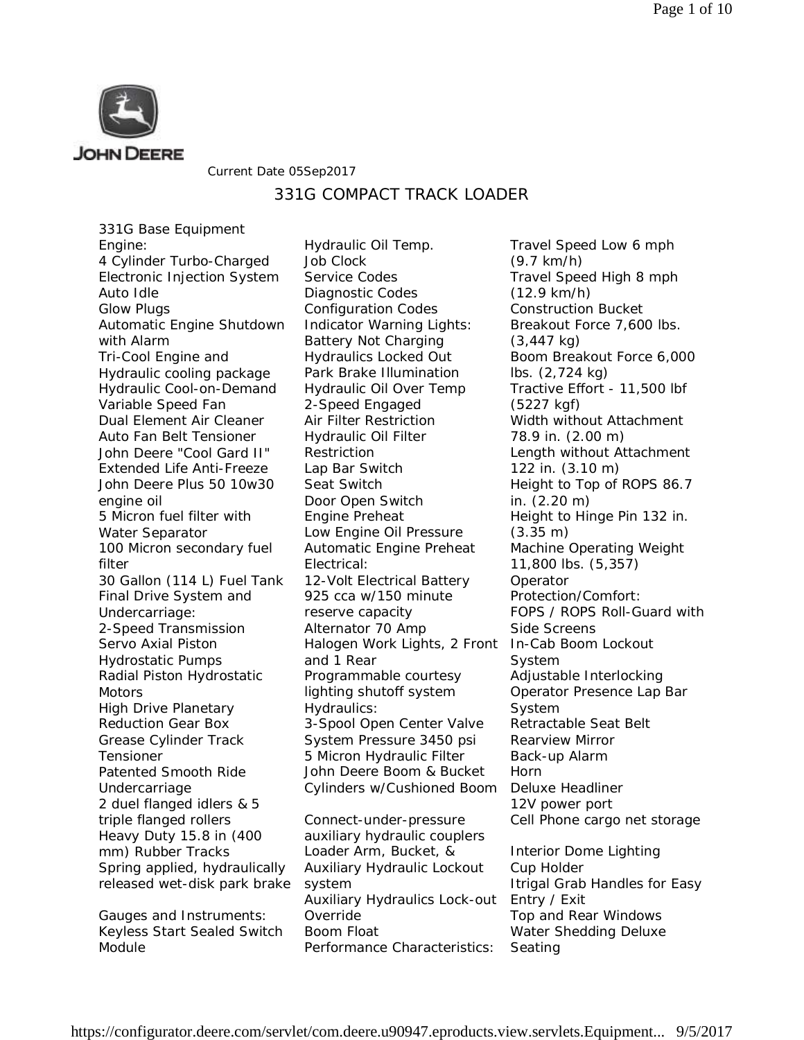JOHN DEERE

Current Date 05Sep2017

# 331G COMPACT TRACK LOADER

331G Base Equipment

**Engine:**

4 Cylinder Turbo-Charged
Electronic Injection System
Auto Idle
Glow Plugs
Automatic Engine Shutdown with Alarm
Tri-Cool Engine and Hydraulic cooling package
Hydraulic Cool-on-Demand Variable Speed Fan
Dual Element Air Cleaner
Auto Fan Belt Tensioner
John Deere "Cool Gard II" Extended Life Anti-Freeze
John Deere Plus 50 10w30 engine oil
5 Micron fuel filter with Water Separator
100 Micron secondary fuel filter
30 Gallon (114 L) Fuel Tank

**Final Drive System and Undercarriage:**

2-Speed Transmission
Servo Axial Piston Hydrostatic Pumps
Radial Piston Hydrostatic Motors
High Drive Planetary Reduction Gear Box
Grease Cylinder Track Tensioner
Patented Smooth Ride Undercarriage
2 duel flanged idlers & 5 triple flanged rollers
Heavy Duty 15.8 in (400 mm) Rubber Tracks
Spring applied, hydraulically released wet-disk park brake

**Gauges and Instruments:**

Keyless Start Sealed Switch Module
Hydraulic Oil Temp.
Job Clock
Service Codes
Diagnostic Codes
Configuration Codes

**Indicator Warning Lights:**

Battery Not Charging
Hydraulics Locked Out
Park Brake Illumination
Hydraulic Oil Over Temp
2-Speed Engaged
Air Filter Restriction
Hydraulic Oil Filter Restriction
Lap Bar Switch
Seat Switch
Door Open Switch
Engine Preheat
Low Engine Oil Pressure
Automatic Engine Preheat

**Electrical:**

12-Volt Electrical Battery 925 cca w/150 minute reserve capacity
Alternator 70 Amp
Halogen Work Lights, 2 Front and 1 Rear
Programmable courtesy lighting shutoff system

**Hydraulics:**

3-Spool Open Center Valve
System Pressure 3450 psi
5 Micron Hydraulic Filter
John Deere Boom & Bucket Cylinders w/Cushioned Boom

Connect-under-pressure auxiliary hydraulic couplers
Loader Arm, Bucket, & Auxiliary Hydraulic Lockout system
Auxiliary Hydraulics Lock-out Override
Boom Float

**Performance Characteristics:**

Travel Speed Low 6 mph (9.7 km/h)
Travel Speed High 8 mph (12.9 km/h)
Construction Bucket Breakout Force 7,600 lbs. (3,447 kg)
Boom Breakout Force 6,000 lbs. (2,724 kg)
Tractive Effort - 11,500 lbf (5227 kgf)
Width without Attachment 78.9 in. (2.00 m)
Length without Attachment 122 in. (3.10 m)
Height to Top of ROPS 86.7 in. (2.20 m)
Height to Hinge Pin 132 in. (3.35 m)
Machine Operating Weight 11,800 lbs. (5,357)

**Operator Protection/Comfort:**

FOPS / ROPS Roll-Guard with Side Screens
In-Cab Boom Lockout System
Adjustable Interlocking Operator Presence Lap Bar System
Retractable Seat Belt
Rearview Mirror
Back-up Alarm
Horn
Deluxe Headliner
12V power port
Cell Phone cargo net storage

Interior Dome Lighting
Cup Holder
Itrigal Grab Handles for Easy Entry / Exit
Top and Rear Windows
Water Shedding Deluxe Seating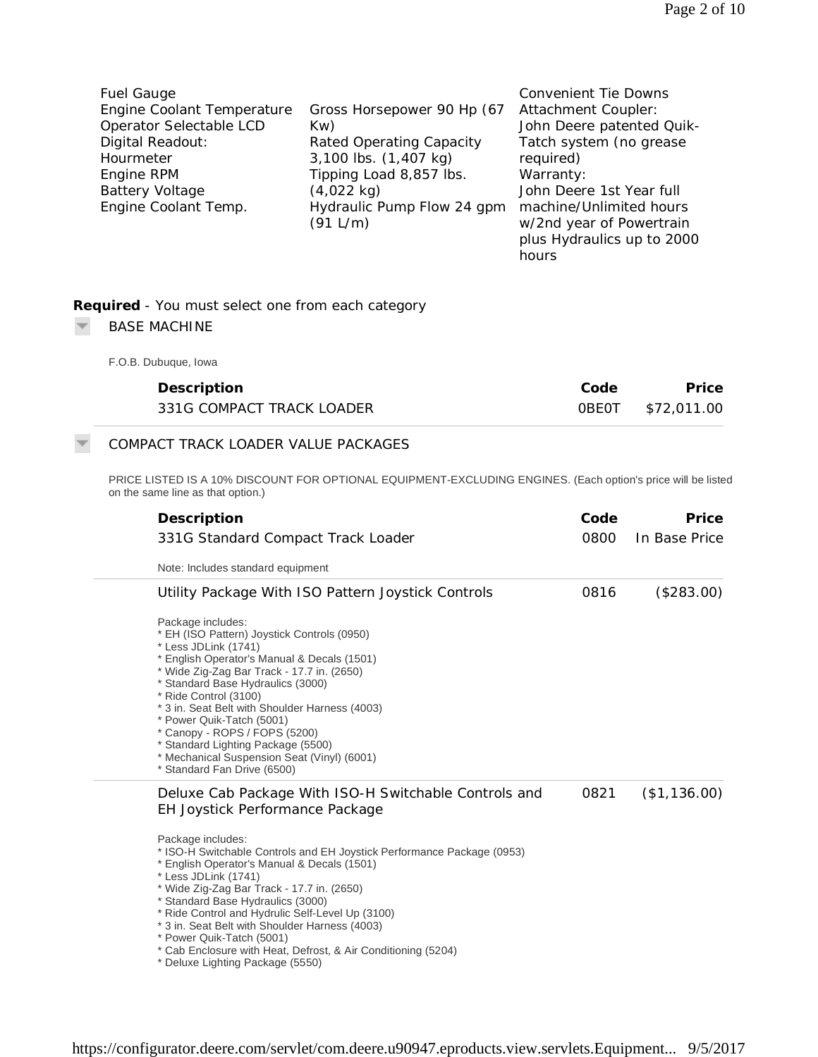| | | |
|---|---|---|
| Fuel Gauge<br>Engine Coolant Temperature<br>Operator Selectable LCD<br>Digital Readout:<br>Hourmeter<br>Engine RPM<br>Battery Voltage<br>Engine Coolant Temp. | Gross Horsepower 90 Hp (67 Kw)<br>Rated Operating Capacity 3,100 lbs. (1,407 kg)<br>Tipping Load 8,857 lbs. (4,022 kg)<br>Hydraulic Pump Flow 24 gpm (91 L/m) | Convenient Tie Downs<br>Attachment Coupler:<br>John Deere patented Quik-Tatch system (no grease required)<br>Warranty:<br>John Deere 1st Year full machine/Unlimited hours w/2nd year of Powertrain plus Hydraulics up to 2000 hours |

**Required** - You must select one from each category

## BASE MACHINE

F.O.B. Dubuque, Iowa

| Description | Code | Price |
|---|---|---|
| 331G COMPACT TRACK LOADER | 0BE0T | $72,011.00 |

## COMPACT TRACK LOADER VALUE PACKAGES

PRICE LISTED IS A 10% DISCOUNT FOR OPTIONAL EQUIPMENT-EXCLUDING ENGINES. (Each option's price will be listed on the same line as that option.)

| Description | Code | Price |
|---|---|---|
| 331G Standard Compact Track Loader | 0800 | In Base Price |

Note: Includes standard equipment

| Description | Code | Price |
|---|---|---|
| Utility Package With ISO Pattern Joystick Controls | 0816 | ($283.00) |

Package includes:
* EH (ISO Pattern) Joystick Controls (0950)
* Less JDLink (1741)
* English Operator's Manual & Decals (1501)
* Wide Zig-Zag Bar Track - 17.7 in. (2650)
* Standard Base Hydraulics (3000)
* Ride Control (3100)
* 3 in. Seat Belt with Shoulder Harness (4003)
* Power Quik-Tatch (5001)
* Canopy - ROPS / FOPS (5200)
* Standard Lighting Package (5500)
* Mechanical Suspension Seat (Vinyl) (6001)
* Standard Fan Drive (6500)

| Description | Code | Price |
|---|---|---|
| Deluxe Cab Package With ISO-H Switchable Controls and EH Joystick Performance Package | 0821 | ($1,136.00) |

Package includes:
* ISO-H Switchable Controls and EH Joystick Performance Package (0953)
* English Operator's Manual & Decals (1501)
* Less JDLink (1741)
* Wide Zig-Zag Bar Track - 17.7 in. (2650)
* Standard Base Hydraulics (3000)
* Ride Control and Hydrulic Self-Level Up (3100)
* 3 in. Seat Belt with Shoulder Harness (4003)
* Power Quik-Tatch (5001)
* Cab Enclosure with Heat, Defrost, & Air Conditioning (5204)
* Deluxe Lighting Package (5550)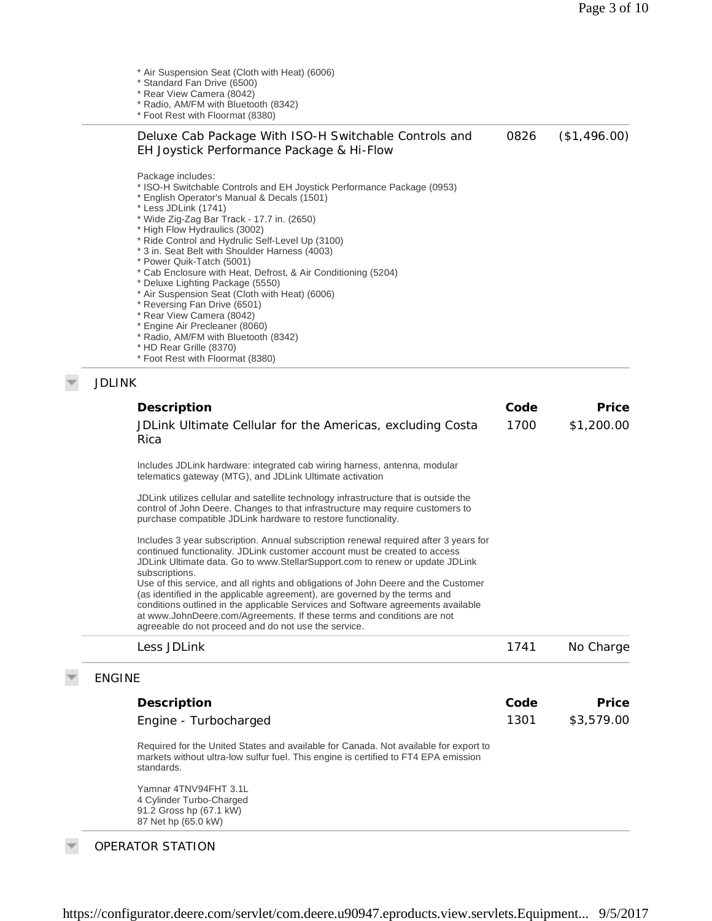* Air Suspension Seat (Cloth with Heat) (6006)
* Standard Fan Drive (6500)
* Rear View Camera (8042)
* Radio, AM/FM with Bluetooth (8342)
* Foot Rest with Floormat (8380)

| Description | Code | Price |
|---|---|---|
| Deluxe Cab Package With ISO-H Switchable Controls and EH Joystick Performance Package & Hi-Flow | 0826 | ($1,496.00) |

Package includes:
* ISO-H Switchable Controls and EH Joystick Performance Package (0953)
* English Operator's Manual & Decals (1501)
* Less JDLink (1741)
* Wide Zig-Zag Bar Track - 17.7 in. (2650)
* High Flow Hydraulics (3002)
* Ride Control and Hydrulic Self-Level Up (3100)
* 3 in. Seat Belt with Shoulder Harness (4003)
* Power Quik-Tatch (5001)
* Cab Enclosure with Heat, Defrost, & Air Conditioning (5204)
* Deluxe Lighting Package (5550)
* Air Suspension Seat (Cloth with Heat) (6006)
* Reversing Fan Drive (6501)
* Rear View Camera (8042)
* Engine Air Precleaner (8060)
* Radio, AM/FM with Bluetooth (8342)
* HD Rear Grille (8370)
* Foot Rest with Floormat (8380)

## JDLINK

| Description | Code | Price |
|---|---|---|
| JDLink Ultimate Cellular for the Americas, excluding Costa Rica | 1700 | $1,200.00 |

Includes JDLink hardware: integrated cab wiring harness, antenna, modular telematics gateway (MTG), and JDLink Ultimate activation

JDLink utilizes cellular and satellite technology infrastructure that is outside the control of John Deere. Changes to that infrastructure may require customers to purchase compatible JDLink hardware to restore functionality.

Includes 3 year subscription. Annual subscription renewal required after 3 years for continued functionality. JDLink customer account must be created to access JDLink Ultimate data. Go to www.StellarSupport.com to renew or update JDLink subscriptions.
Use of this service, and all rights and obligations of John Deere and the Customer (as identified in the applicable agreement), are governed by the terms and conditions outlined in the applicable Services and Software agreements available at www.JohnDeere.com/Agreements. If these terms and conditions are not agreeable do not proceed and do not use the service.

| Description | Code | Price |
|---|---|---|
| Less JDLink | 1741 | No Charge |

## ENGINE

| Description | Code | Price |
|---|---|---|
| Engine - Turbocharged | 1301 | $3,579.00 |

Required for the United States and available for Canada. Not available for export to markets without ultra-low sulfur fuel. This engine is certified to FT4 EPA emission standards.

Yamnar 4TNV94FHT 3.1L
4 Cylinder Turbo-Charged
91.2 Gross hp (67.1 kW)
87 Net hp (65.0 kW)

## OPERATOR STATION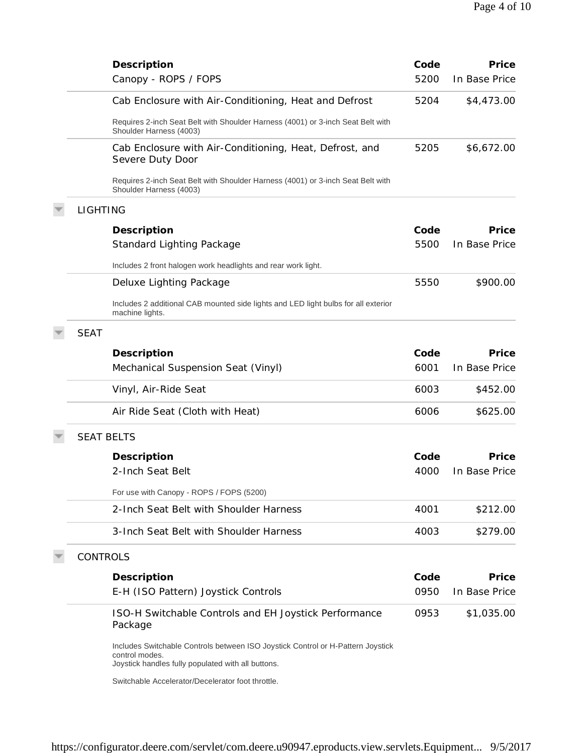| Description | Code | Price |
|---|---|---|
| Canopy - ROPS / FOPS | 5200 | In Base Price |
| Cab Enclosure with Air-Conditioning, Heat and Defrost<br>Requires 2-inch Seat Belt with Shoulder Harness (4001) or 3-inch Seat Belt with Shoulder Harness (4003) | 5204 | $4,473.00 |
| Cab Enclosure with Air-Conditioning, Heat, Defrost, and Severe Duty Door<br>Requires 2-inch Seat Belt with Shoulder Harness (4001) or 3-inch Seat Belt with Shoulder Harness (4003) | 5205 | $6,672.00 |

## LIGHTING

| Description | Code | Price |
|---|---|---|
| Standard Lighting Package<br>Includes 2 front halogen work headlights and rear work light. | 5500 | In Base Price |
| Deluxe Lighting Package<br>Includes 2 additional CAB mounted side lights and LED light bulbs for all exterior machine lights. | 5550 | $900.00 |

## SEAT

| Description | Code | Price |
|---|---|---|
| Mechanical Suspension Seat (Vinyl) | 6001 | In Base Price |
| Vinyl, Air-Ride Seat | 6003 | $452.00 |
| Air Ride Seat (Cloth with Heat) | 6006 | $625.00 |

## SEAT BELTS

| Description | Code | Price |
|---|---|---|
| 2-Inch Seat Belt<br>For use with Canopy - ROPS / FOPS (5200) | 4000 | In Base Price |
| 2-Inch Seat Belt with Shoulder Harness | 4001 | $212.00 |
| 3-Inch Seat Belt with Shoulder Harness | 4003 | $279.00 |

## CONTROLS

| Description | Code | Price |
|---|---|---|
| E-H (ISO Pattern) Joystick Controls | 0950 | In Base Price |
| ISO-H Switchable Controls and EH Joystick Performance Package<br>Includes Switchable Controls between ISO Joystick Control or H-Pattern Joystick control modes.<br>Joystick handles fully populated with all buttons.<br>Switchable Accelerator/Decelerator foot throttle. | 0953 | $1,035.00 |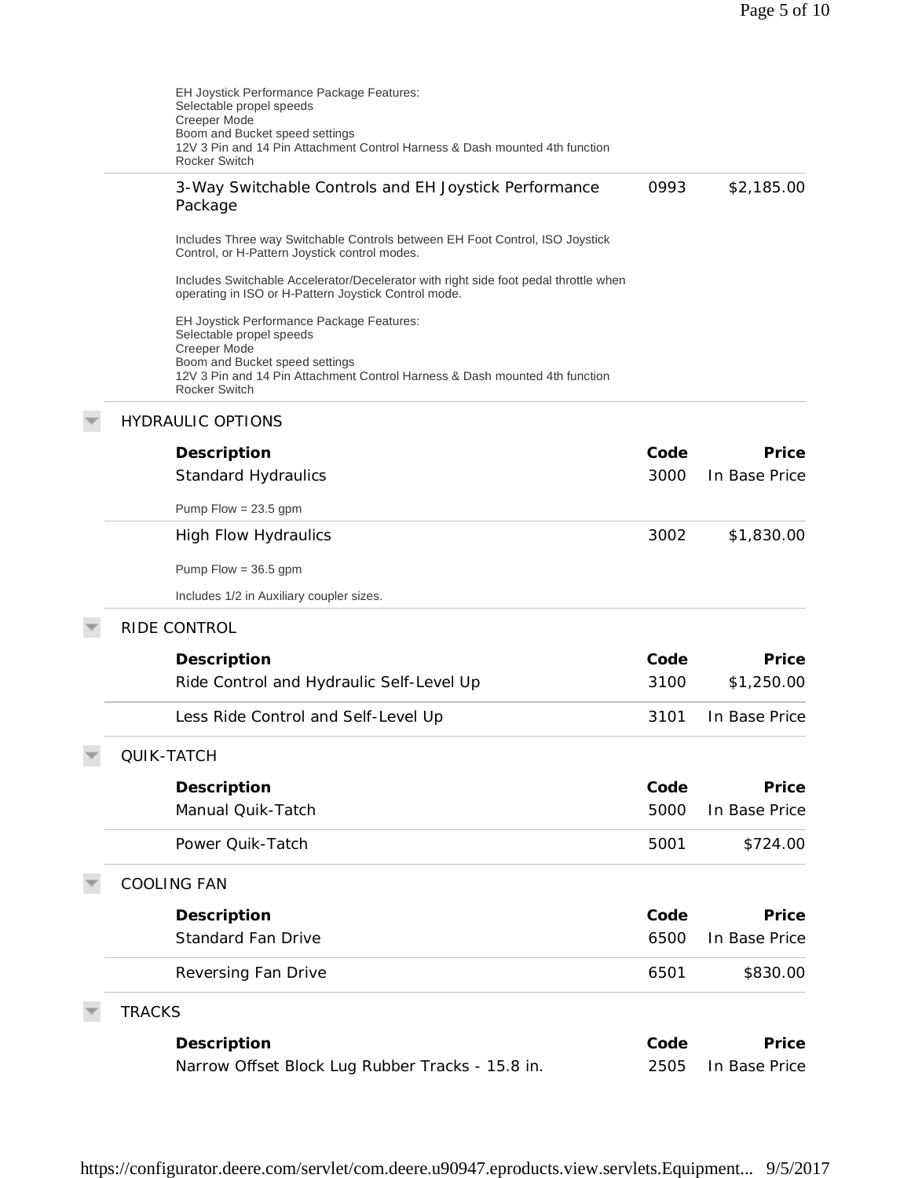EH Joystick Performance Package Features:
Selectable propel speeds
Creeper Mode
Boom and Bucket speed settings
12V 3 Pin and 14 Pin Attachment Control Harness & Dash mounted 4th function Rocker Switch

| Description | Code | Price |
|---|---|---|
| 3-Way Switchable Controls and EH Joystick Performance Package | 0993 | $2,185.00 |

Includes Three way Switchable Controls between EH Foot Control, ISO Joystick Control, or H-Pattern Joystick control modes.

Includes Switchable Accelerator/Decelerator with right side foot pedal throttle when operating in ISO or H-Pattern Joystick Control mode.

EH Joystick Performance Package Features:
Selectable propel speeds
Creeper Mode
Boom and Bucket speed settings
12V 3 Pin and 14 Pin Attachment Control Harness & Dash mounted 4th function Rocker Switch

## HYDRAULIC OPTIONS

| Description | Code | Price |
|---|---|---|
| Standard Hydraulics<br>Pump Flow = 23.5 gpm | 3000 | In Base Price |
| High Flow Hydraulics<br>Pump Flow = 36.5 gpm<br>Includes 1/2 in Auxiliary coupler sizes. | 3002 | $1,830.00 |

## RIDE CONTROL

| Description | Code | Price |
|---|---|---|
| Ride Control and Hydraulic Self-Level Up | 3100 | $1,250.00 |
| Less Ride Control and Self-Level Up | 3101 | In Base Price |

## QUIK-TATCH

| Description | Code | Price |
|---|---|---|
| Manual Quik-Tatch | 5000 | In Base Price |
| Power Quik-Tatch | 5001 | $724.00 |

## COOLING FAN

| Description | Code | Price |
|---|---|---|
| Standard Fan Drive | 6500 | In Base Price |
| Reversing Fan Drive | 6501 | $830.00 |

## TRACKS

| Description | Code | Price |
|---|---|---|
| Narrow Offset Block Lug Rubber Tracks - 15.8 in. | 2505 | In Base Price |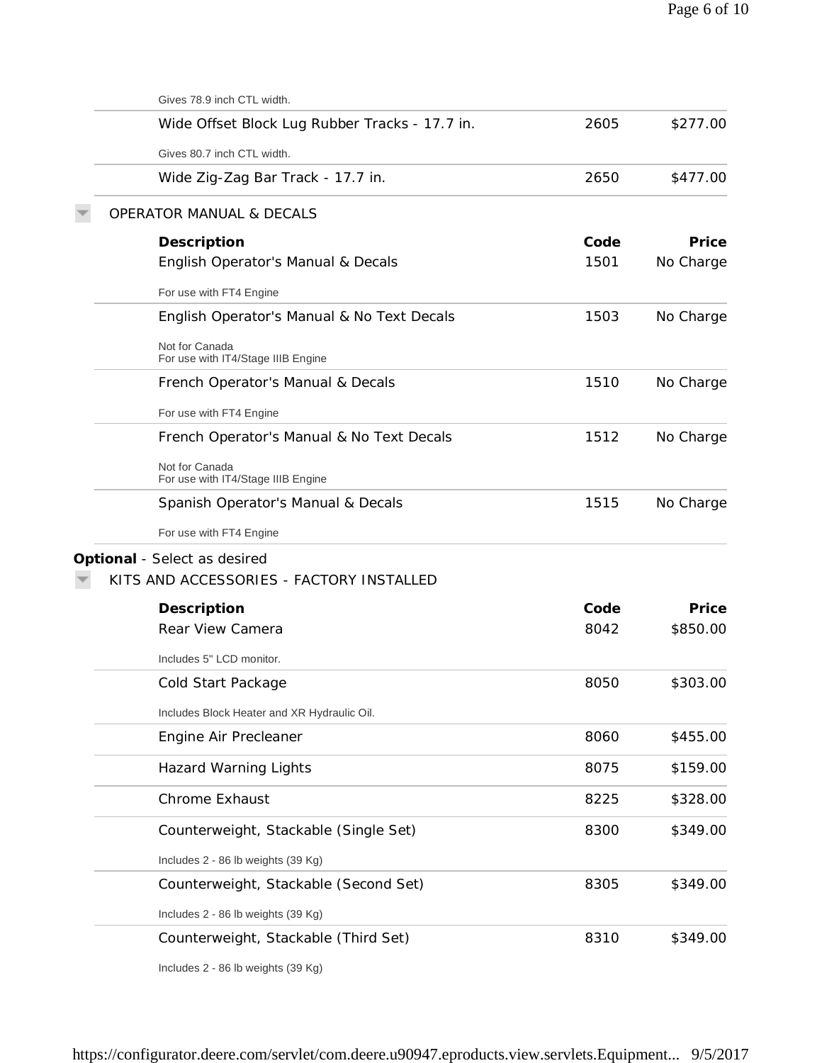Gives 78.9 inch CTL width.

| Description | Code | Price |
|---|---|---|
| Wide Offset Block Lug Rubber Tracks - 17.7 in. | 2605 | $277.00 |
| Gives 80.7 inch CTL width. | | |
| Wide Zig-Zag Bar Track - 17.7 in. | 2650 | $477.00 |

### OPERATOR MANUAL & DECALS

| Description | Code | Price |
|---|---|---|
| English Operator's Manual & Decals<br>For use with FT4 Engine | 1501 | No Charge |
| English Operator's Manual & No Text Decals<br>Not for Canada<br>For use with IT4/Stage IIIB Engine | 1503 | No Charge |
| French Operator's Manual & Decals<br>For use with FT4 Engine | 1510 | No Charge |
| French Operator's Manual & No Text Decals<br>Not for Canada<br>For use with IT4/Stage IIIB Engine | 1512 | No Charge |
| Spanish Operator's Manual & Decals<br>For use with FT4 Engine | 1515 | No Charge |

**Optional** - Select as desired

### KITS AND ACCESSORIES - FACTORY INSTALLED

| Description | Code | Price |
|---|---|---|
| Rear View Camera<br>Includes 5" LCD monitor. | 8042 | $850.00 |
| Cold Start Package<br>Includes Block Heater and XR Hydraulic Oil. | 8050 | $303.00 |
| Engine Air Precleaner | 8060 | $455.00 |
| Hazard Warning Lights | 8075 | $159.00 |
| Chrome Exhaust | 8225 | $328.00 |
| Counterweight, Stackable (Single Set)<br>Includes 2 - 86 lb weights (39 Kg) | 8300 | $349.00 |
| Counterweight, Stackable (Second Set)<br>Includes 2 - 86 lb weights (39 Kg) | 8305 | $349.00 |
| Counterweight, Stackable (Third Set)<br>Includes 2 - 86 lb weights (39 Kg) | 8310 | $349.00 |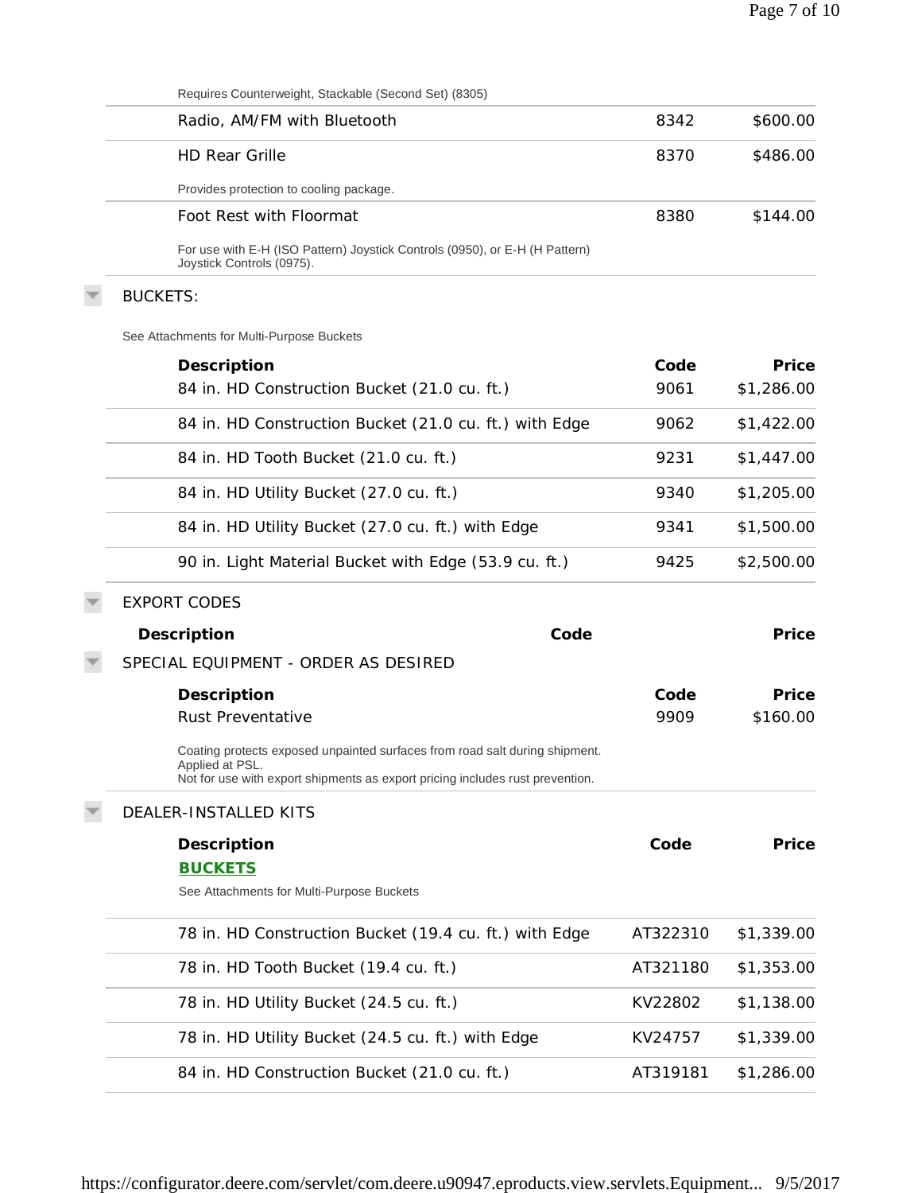Requires Counterweight, Stackable (Second Set) (8305)

| Description | Code | Price |
|---|---|---|
| Radio, AM/FM with Bluetooth | 8342 | $600.00 |
| HD Rear Grille | 8370 | $486.00 |

Provides protection to cooling package.

| Description | Code | Price |
|---|---|---|
| Foot Rest with Floormat | 8380 | $144.00 |

For use with E-H (ISO Pattern) Joystick Controls (0950), or E-H (H Pattern) Joystick Controls (0975).

## BUCKETS:

See Attachments for Multi-Purpose Buckets

| Description | Code | Price |
|---|---|---|
| 84 in. HD Construction Bucket (21.0 cu. ft.) | 9061 | $1,286.00 |
| 84 in. HD Construction Bucket (21.0 cu. ft.) with Edge | 9062 | $1,422.00 |
| 84 in. HD Tooth Bucket (21.0 cu. ft.) | 9231 | $1,447.00 |
| 84 in. HD Utility Bucket (27.0 cu. ft.) | 9340 | $1,205.00 |
| 84 in. HD Utility Bucket (27.0 cu. ft.) with Edge | 9341 | $1,500.00 |
| 90 in. Light Material Bucket with Edge (53.9 cu. ft.) | 9425 | $2,500.00 |

## EXPORT CODES

| Description | Code | Price |
|---|---|---|

## SPECIAL EQUIPMENT - ORDER AS DESIRED

| Description | Code | Price |
|---|---|---|
| Rust Preventative | 9909 | $160.00 |

Coating protects exposed unpainted surfaces from road salt during shipment. Applied at PSL.
Not for use with export shipments as export pricing includes rust prevention.

## DEALER-INSTALLED KITS

**BUCKETS**

See Attachments for Multi-Purpose Buckets

| Description | Code | Price |
|---|---|---|
| 78 in. HD Construction Bucket (19.4 cu. ft.) with Edge | AT322310 | $1,339.00 |
| 78 in. HD Tooth Bucket (19.4 cu. ft.) | AT321180 | $1,353.00 |
| 78 in. HD Utility Bucket (24.5 cu. ft.) | KV22802 | $1,138.00 |
| 78 in. HD Utility Bucket (24.5 cu. ft.) with Edge | KV24757 | $1,339.00 |
| 84 in. HD Construction Bucket (21.0 cu. ft.) | AT319181 | $1,286.00 |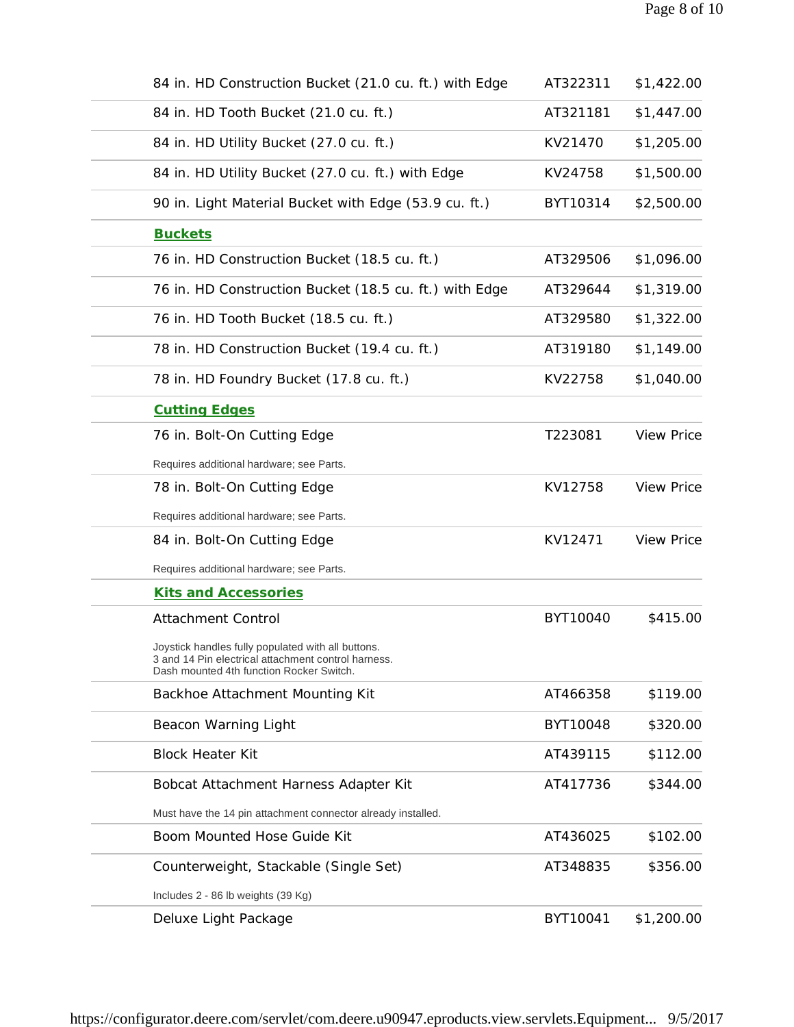| | | |
|---|---|---|
| 84 in. HD Construction Bucket (21.0 cu. ft.) with Edge | AT322311 | $1,422.00 |
| 84 in. HD Tooth Bucket (21.0 cu. ft.) | AT321181 | $1,447.00 |
| 84 in. HD Utility Bucket (27.0 cu. ft.) | KV21470 | $1,205.00 |
| 84 in. HD Utility Bucket (27.0 cu. ft.) with Edge | KV24758 | $1,500.00 |
| 90 in. Light Material Bucket with Edge (53.9 cu. ft.) | BYT10314 | $2,500.00 |
| **Buckets** | | |
| 76 in. HD Construction Bucket (18.5 cu. ft.) | AT329506 | $1,096.00 |
| 76 in. HD Construction Bucket (18.5 cu. ft.) with Edge | AT329644 | $1,319.00 |
| 76 in. HD Tooth Bucket (18.5 cu. ft.) | AT329580 | $1,322.00 |
| 78 in. HD Construction Bucket (19.4 cu. ft.) | AT319180 | $1,149.00 |
| 78 in. HD Foundry Bucket (17.8 cu. ft.) | KV22758 | $1,040.00 |
| **Cutting Edges** | | |
| 76 in. Bolt-On Cutting Edge<br>Requires additional hardware; see Parts. | T223081 | View Price |
| 78 in. Bolt-On Cutting Edge<br>Requires additional hardware; see Parts. | KV12758 | View Price |
| 84 in. Bolt-On Cutting Edge<br>Requires additional hardware; see Parts. | KV12471 | View Price |
| **Kits and Accessories** | | |
| Attachment Control<br>Joystick handles fully populated with all buttons.<br>3 and 14 Pin electrical attachment control harness.<br>Dash mounted 4th function Rocker Switch. | BYT10040 | $415.00 |
| Backhoe Attachment Mounting Kit | AT466358 | $119.00 |
| Beacon Warning Light | BYT10048 | $320.00 |
| Block Heater Kit | AT439115 | $112.00 |
| Bobcat Attachment Harness Adapter Kit<br>Must have the 14 pin attachment connector already installed. | AT417736 | $344.00 |
| Boom Mounted Hose Guide Kit | AT436025 | $102.00 |
| Counterweight, Stackable (Single Set)<br>Includes 2 - 86 lb weights (39 Kg) | AT348835 | $356.00 |
| Deluxe Light Package | BYT10041 | $1,200.00 |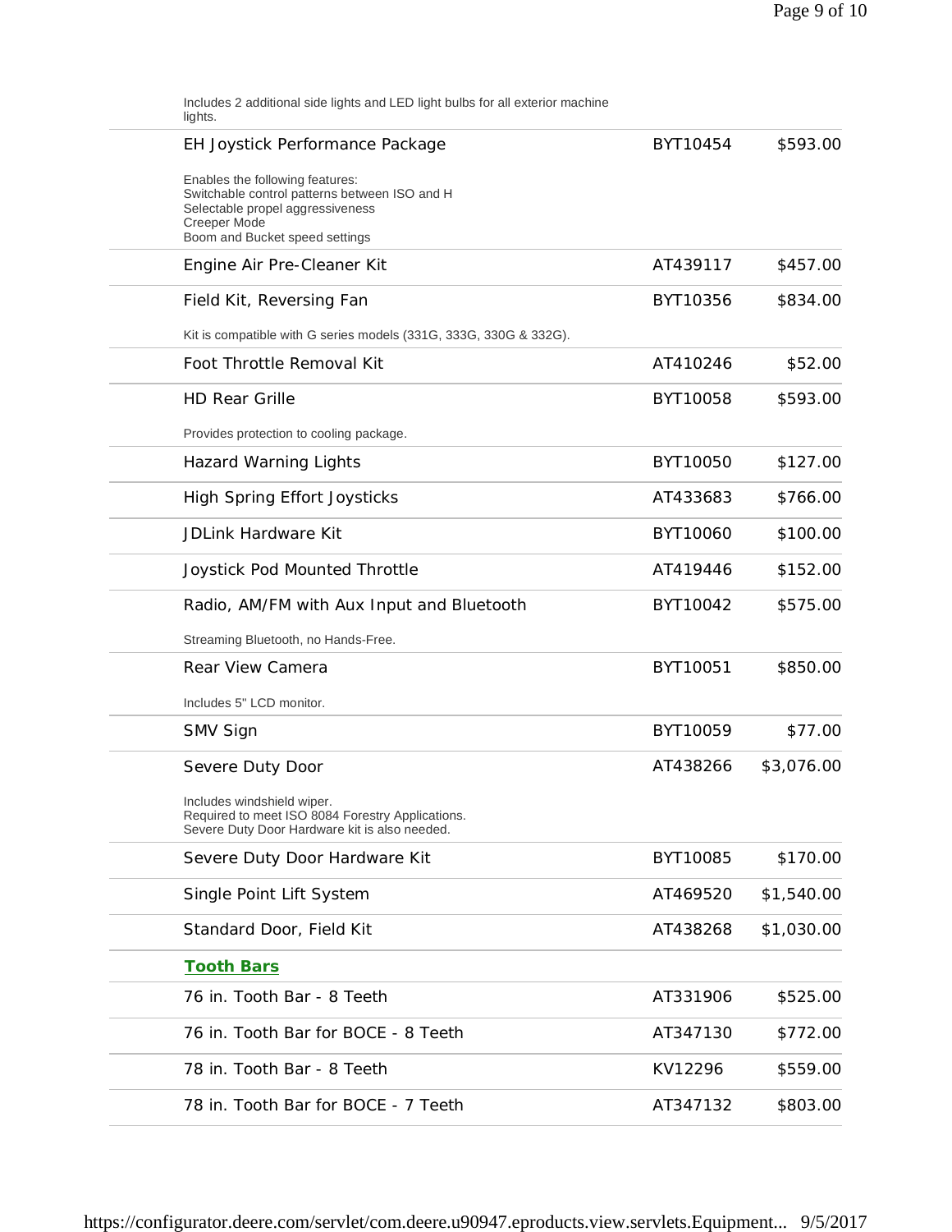Includes 2 additional side lights and LED light bulbs for all exterior machine lights.

| | | |
|---|---|---|
| EH Joystick Performance Package | BYT10454 | $593.00 |
| Enables the following features:<br>Switchable control patterns between ISO and H<br>Selectable propel aggressiveness<br>Creeper Mode<br>Boom and Bucket speed settings | | |
| Engine Air Pre-Cleaner Kit | AT439117 | $457.00 |
| Field Kit, Reversing Fan | BYT10356 | $834.00 |
| Kit is compatible with G series models (331G, 333G, 330G & 332G). | | |
| Foot Throttle Removal Kit | AT410246 | $52.00 |
| HD Rear Grille | BYT10058 | $593.00 |
| Provides protection to cooling package. | | |
| Hazard Warning Lights | BYT10050 | $127.00 |
| High Spring Effort Joysticks | AT433683 | $766.00 |
| JDLink Hardware Kit | BYT10060 | $100.00 |
| Joystick Pod Mounted Throttle | AT419446 | $152.00 |
| Radio, AM/FM with Aux Input and Bluetooth | BYT10042 | $575.00 |
| Streaming Bluetooth, no Hands-Free. | | |
| Rear View Camera | BYT10051 | $850.00 |
| Includes 5" LCD monitor. | | |
| SMV Sign | BYT10059 | $77.00 |
| Severe Duty Door | AT438266 | $3,076.00 |
| Includes windshield wiper.<br>Required to meet ISO 8084 Forestry Applications.<br>Severe Duty Door Hardware kit is also needed. | | |
| Severe Duty Door Hardware Kit | BYT10085 | $170.00 |
| Single Point Lift System | AT469520 | $1,540.00 |
| Standard Door, Field Kit | AT438268 | $1,030.00 |
| **Tooth Bars** | | |
| 76 in. Tooth Bar - 8 Teeth | AT331906 | $525.00 |
| 76 in. Tooth Bar for BOCE - 8 Teeth | AT347130 | $772.00 |
| 78 in. Tooth Bar - 8 Teeth | KV12296 | $559.00 |
| 78 in. Tooth Bar for BOCE - 7 Teeth | AT347132 | $803.00 |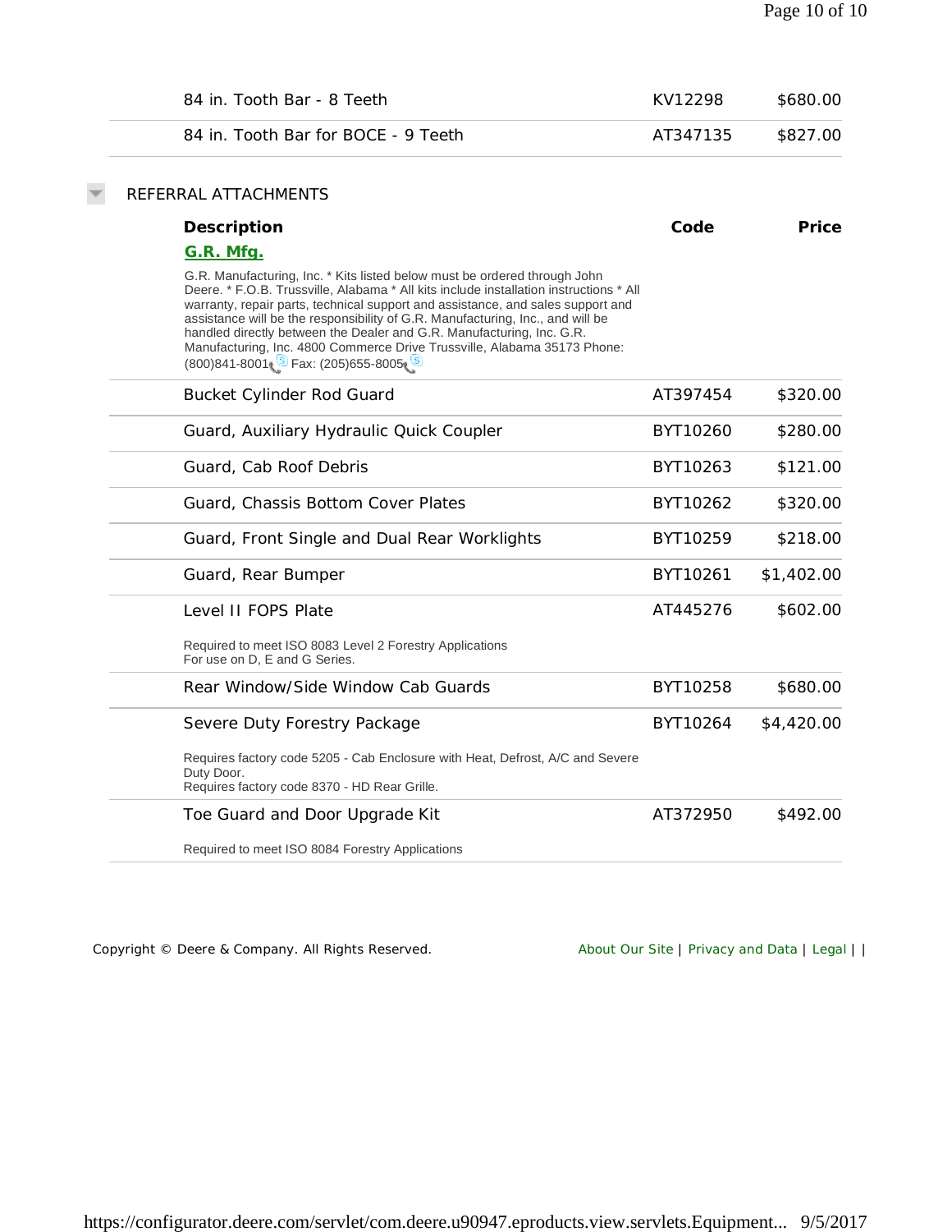| | | |
|---|---|---|
| 84 in. Tooth Bar - 8 Teeth | KV12298 | $680.00 |
| 84 in. Tooth Bar for BOCE - 9 Teeth | AT347135 | $827.00 |

## REFERRAL ATTACHMENTS

| Description | Code | Price |
|---|---|---|
| **G.R. Mfg.**<br>G.R. Manufacturing, Inc. * Kits listed below must be ordered through John Deere. * F.O.B. Trussville, Alabama * All kits include installation instructions * All warranty, repair parts, technical support and assistance, and sales support and assistance will be the responsibility of G.R. Manufacturing, Inc., and will be handled directly between the Dealer and G.R. Manufacturing, Inc. G.R. Manufacturing, Inc. 4800 Commerce Drive Trussville, Alabama 35173 Phone: (800)841-8001 Fax: (205)655-8005 | | |
| Bucket Cylinder Rod Guard | AT397454 | $320.00 |
| Guard, Auxiliary Hydraulic Quick Coupler | BYT10260 | $280.00 |
| Guard, Cab Roof Debris | BYT10263 | $121.00 |
| Guard, Chassis Bottom Cover Plates | BYT10262 | $320.00 |
| Guard, Front Single and Dual Rear Worklights | BYT10259 | $218.00 |
| Guard, Rear Bumper | BYT10261 | $1,402.00 |
| Level II FOPS Plate<br>Required to meet ISO 8083 Level 2 Forestry Applications<br>For use on D, E and G Series. | AT445276 | $602.00 |
| Rear Window/Side Window Cab Guards | BYT10258 | $680.00 |
| Severe Duty Forestry Package<br>Requires factory code 5205 - Cab Enclosure with Heat, Defrost, A/C and Severe Duty Door.<br>Requires factory code 8370 - HD Rear Grille. | BYT10264 | $4,420.00 |
| Toe Guard and Door Upgrade Kit<br>Required to meet ISO 8084 Forestry Applications | AT372950 | $492.00 |

Copyright © Deere & Company. All Rights Reserved.

About Our Site | Privacy and Data | Legal | |